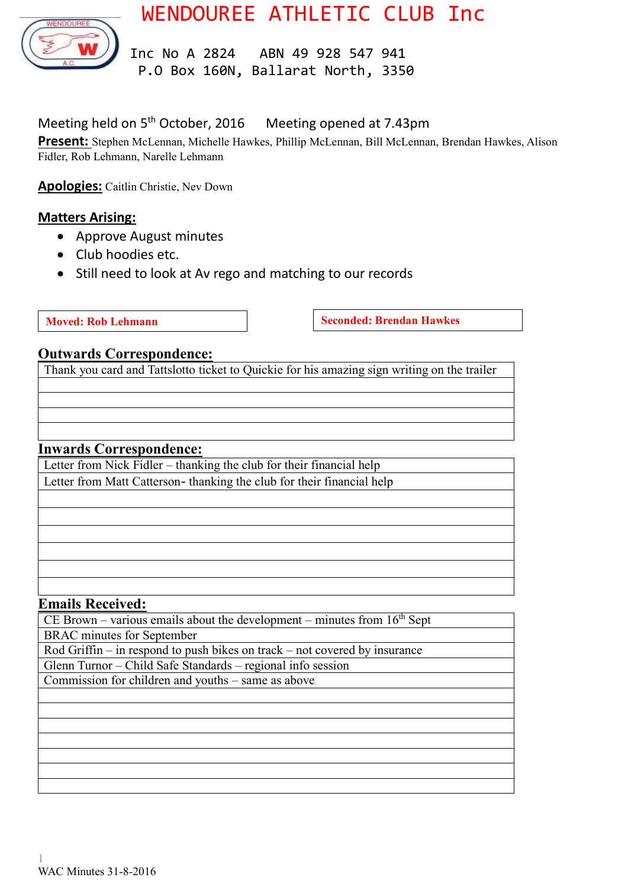# WENDOUREE ATHLETIC CLUB Inc

Inc No A 2824    ABN 49 928 547 941
P.O Box 160N, Ballarat North, 3350

Meeting held on 5th October, 2016    Meeting opened at 7.43pm

**Present:** Stephen McLennan, Michelle Hawkes, Phillip McLennan, Bill McLennan, Brendan Hawkes, Alison Fidler, Rob Lehmann, Narelle Lehmann

**Apologies:** Caitlin Christie, Nev Down

**Matters Arising:**

- Approve August minutes
- Club hoodies etc.
- Still need to look at Av rego and matching to our records

| Moved: Rob Lehmann | Seconded: Brendan Hawkes |
|---|---|

## Outwards Correspondence:

| |
|---|
| Thank you card and Tattslotto ticket to Quickie for his amazing sign writing on the trailer |
| |
| |
| |
| |

## Inwards Correspondence:

| |
|---|
| Letter from Nick Fidler – thanking the club for their financial help |
| Letter from Matt Catterson- thanking the club for their financial help |
| |
| |
| |
| |
| |
| |

## Emails Received:

| |
|---|
| CE Brown – various emails about the development – minutes from 16th Sept |
| BRAC minutes for September |
| Rod Griffin – in respond to push bikes on track – not covered by insurance |
| Glenn Turnor – Child Safe Standards – regional info session |
| Commission for children and youths – same as above |
| |
| |
| |
| |
| |
| |
| |

WAC Minutes 31-8-2016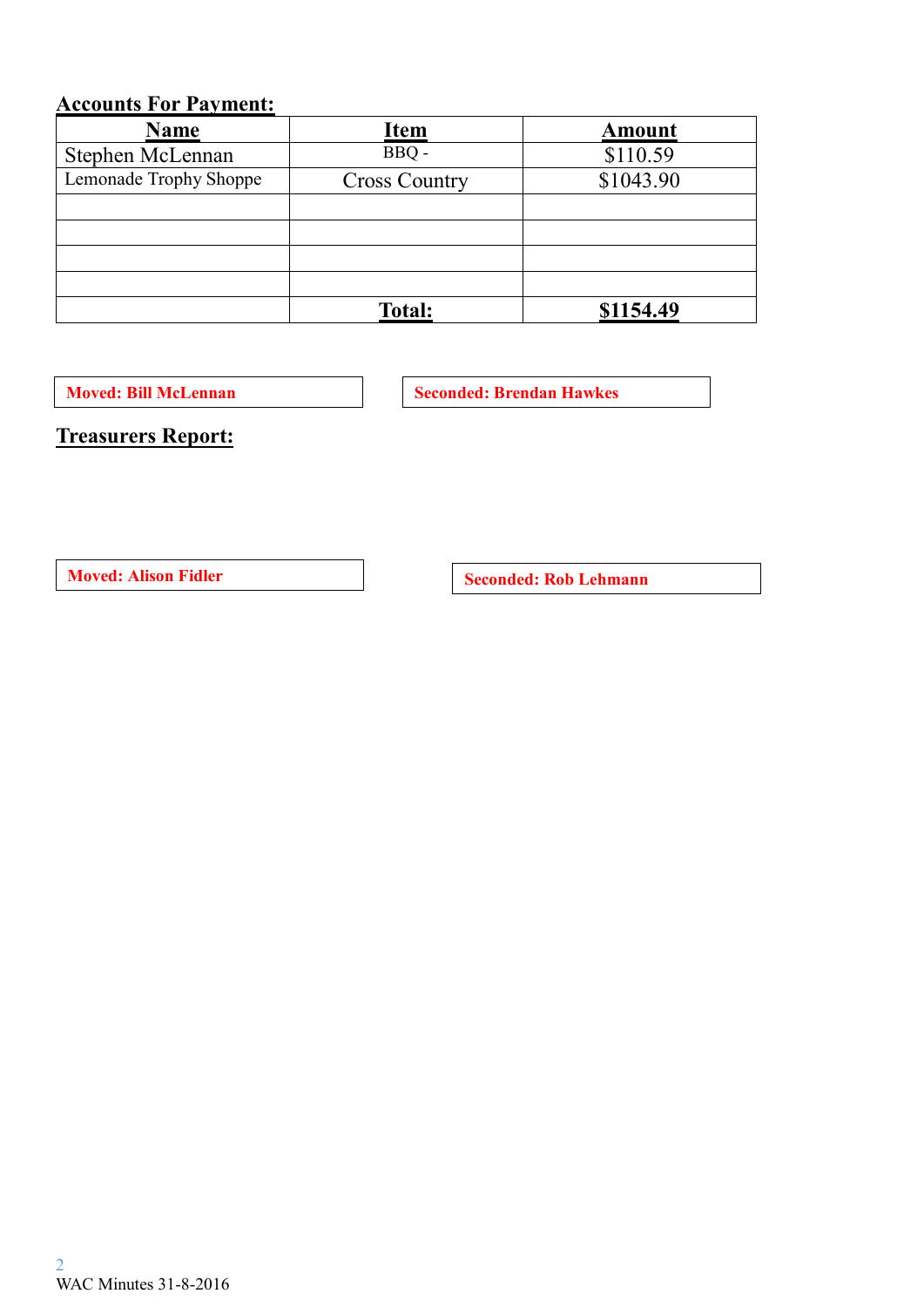## Accounts For Payment:

| Name | Item | Amount |
|---|---|---|
| Stephen McLennan | BBQ - | $110.59 |
| Lemonade Trophy Shoppe | Cross Country | $1043.90 |
| | | |
| | | |
| | | |
| | | |
| | **Total:** | **$1154.49** |

**Moved: Bill McLennan**

**Seconded: Brendan Hawkes**

## Treasurers Report:

**Moved: Alison Fidler**

**Seconded: Rob Lehmann**

WAC Minutes 31-8-2016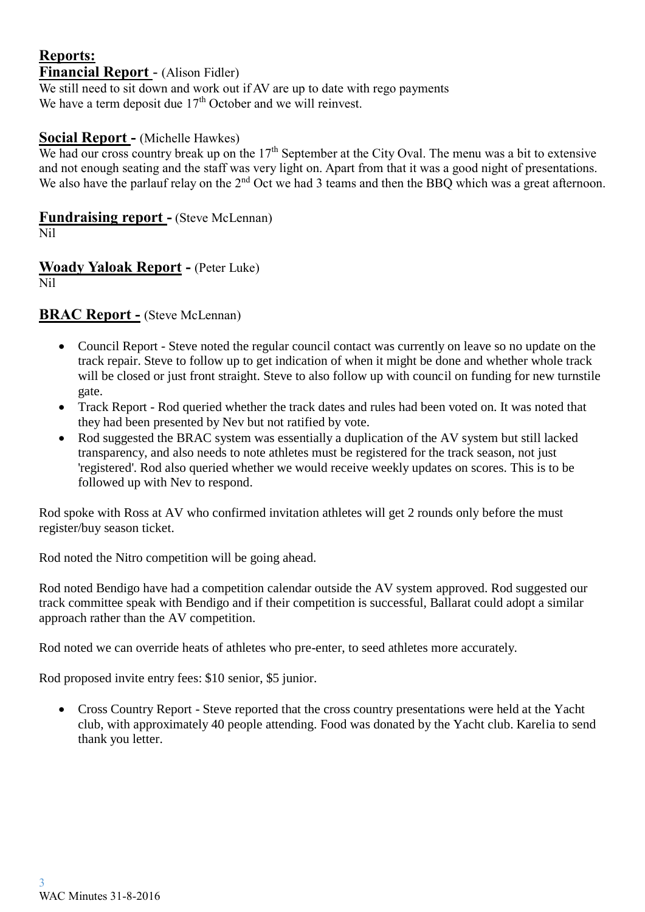## Reports:

### Financial Report - (Alison Fidler)

We still need to sit down and work out if AV are up to date with rego payments
We have a term deposit due 17th October and we will reinvest.

### Social Report - (Michelle Hawkes)

We had our cross country break up on the 17th September at the City Oval. The menu was a bit to extensive and not enough seating and the staff was very light on. Apart from that it was a good night of presentations. We also have the parlauf relay on the 2nd Oct we had 3 teams and then the BBQ which was a great afternoon.

### Fundraising report - (Steve McLennan)

Nil

### Woady Yaloak Report - (Peter Luke)

Nil

### BRAC Report - (Steve McLennan)

- Council Report - Steve noted the regular council contact was currently on leave so no update on the track repair. Steve to follow up to get indication of when it might be done and whether whole track will be closed or just front straight. Steve to also follow up with council on funding for new turnstile gate.
- Track Report - Rod queried whether the track dates and rules had been voted on. It was noted that they had been presented by Nev but not ratified by vote.
- Rod suggested the BRAC system was essentially a duplication of the AV system but still lacked transparency, and also needs to note athletes must be registered for the track season, not just 'registered'. Rod also queried whether we would receive weekly updates on scores. This is to be followed up with Nev to respond.

Rod spoke with Ross at AV who confirmed invitation athletes will get 2 rounds only before the must register/buy season ticket.

Rod noted the Nitro competition will be going ahead.

Rod noted Bendigo have had a competition calendar outside the AV system approved. Rod suggested our track committee speak with Bendigo and if their competition is successful, Ballarat could adopt a similar approach rather than the AV competition.

Rod noted we can override heats of athletes who pre-enter, to seed athletes more accurately.

Rod proposed invite entry fees: $10 senior, $5 junior.

- Cross Country Report - Steve reported that the cross country presentations were held at the Yacht club, with approximately 40 people attending. Food was donated by the Yacht club. Karelia to send thank you letter.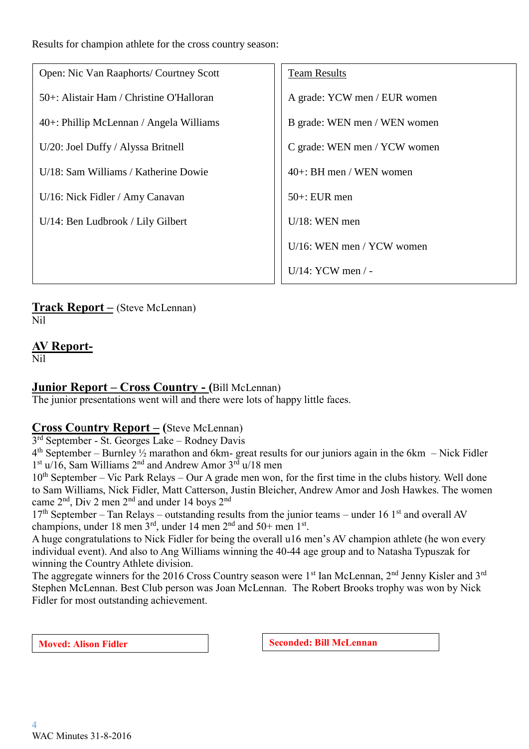Results for champion athlete for the cross country season:

| Champion Athletes | Team Results |
|---|---|
| Open: Nic Van Raaphorts/ Courtney Scott | A grade: YCW men / EUR women |
| 50+: Alistair Ham / Christine O'Halloran | B grade: WEN men / WEN women |
| 40+: Phillip McLennan / Angela Williams | C grade: WEN men / YCW women |
| U/20: Joel Duffy / Alyssa Britnell | 40+: BH men / WEN women |
| U/18: Sam Williams / Katherine Dowie | 50+: EUR men |
| U/16: Nick Fidler / Amy Canavan | U/18: WEN men |
| U/14: Ben Ludbrook / Lily Gilbert | U/16: WEN men / YCW women |
| | U/14: YCW men / - |

## Track Report – (Steve McLennan)

Nil

## AV Report-

Nil

## Junior Report – Cross Country - (Bill McLennan)

The junior presentations went will and there were lots of happy little faces.

## Cross Country Report – (Steve McLennan)

3rd September - St. Georges Lake – Rodney Davis
4th September – Burnley ½ marathon and 6km- great results for our juniors again in the 6km – Nick Fidler 1st u/16, Sam Williams 2nd and Andrew Amor 3rd u/18 men
10th September – Vic Park Relays – Our A grade men won, for the first time in the clubs history. Well done to Sam Williams, Nick Fidler, Matt Catterson, Justin Bleicher, Andrew Amor and Josh Hawkes. The women came 2nd, Div 2 men 2nd and under 14 boys 2nd
17th September – Tan Relays – outstanding results from the junior teams – under 16 1st and overall AV champions, under 18 men 3rd, under 14 men 2nd and 50+ men 1st.
A huge congratulations to Nick Fidler for being the overall u16 men's AV champion athlete (he won every individual event). And also to Ang Williams winning the 40-44 age group and to Natasha Typuszak for winning the Country Athlete division.
The aggregate winners for the 2016 Cross Country season were 1st Ian McLennan, 2nd Jenny Kisler and 3rd Stephen McLennan. Best Club person was Joan McLennan. The Robert Brooks trophy was won by Nick Fidler for most outstanding achievement.

**Moved: Alison Fidler** | **Seconded: Bill McLennan**

WAC Minutes 31-8-2016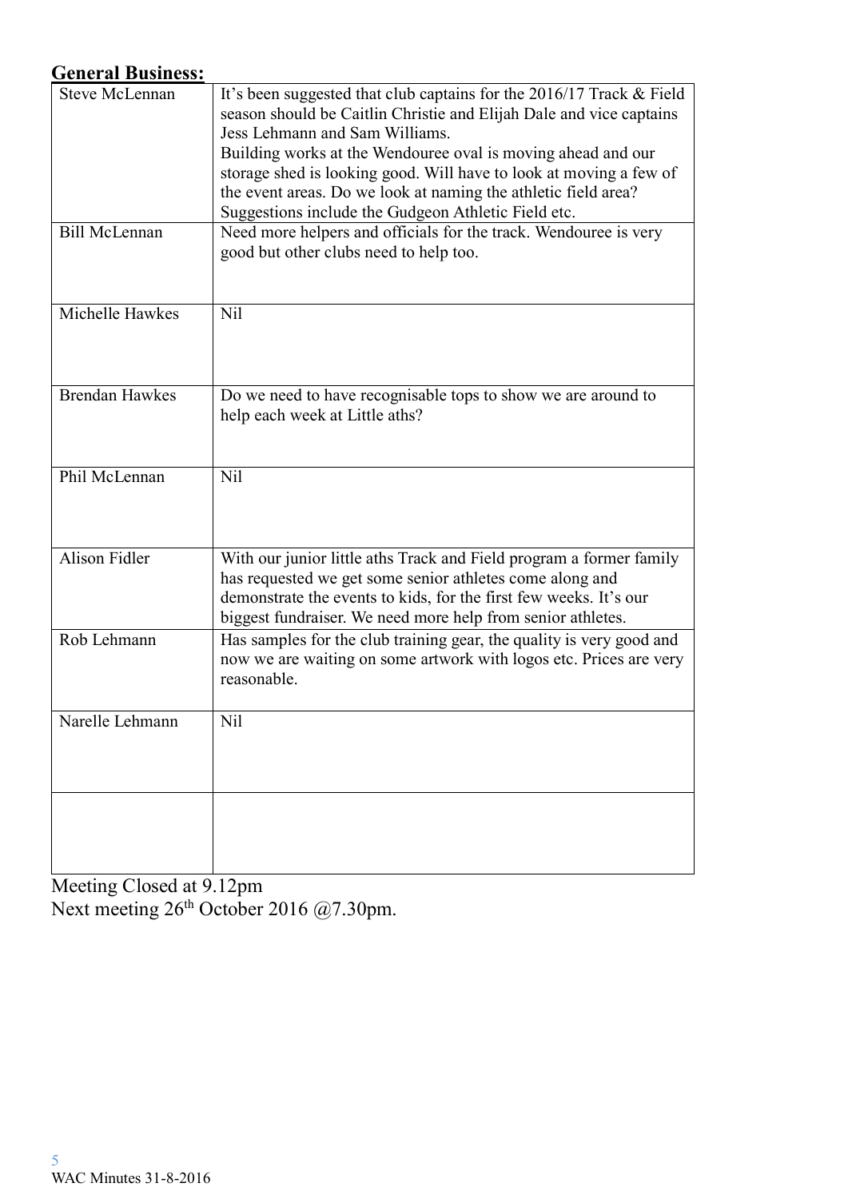**General Business:**

| | |
|---|---|
| Steve McLennan | It's been suggested that club captains for the 2016/17 Track & Field season should be Caitlin Christie and Elijah Dale and vice captains Jess Lehmann and Sam Williams. Building works at the Wendouree oval is moving ahead and our storage shed is looking good. Will have to look at moving a few of the event areas. Do we look at naming the athletic field area? Suggestions include the Gudgeon Athletic Field etc. |
| Bill McLennan | Need more helpers and officials for the track. Wendouree is very good but other clubs need to help too. |
| Michelle Hawkes | Nil |
| Brendan Hawkes | Do we need to have recognisable tops to show we are around to help each week at Little aths? |
| Phil McLennan | Nil |
| Alison Fidler | With our junior little aths Track and Field program a former family has requested we get some senior athletes come along and demonstrate the events to kids, for the first few weeks. It's our biggest fundraiser. We need more help from senior athletes. |
| Rob Lehmann | Has samples for the club training gear, the quality is very good and now we are waiting on some artwork with logos etc. Prices are very reasonable. |
| Narelle Lehmann | Nil |
| | |

Meeting Closed at 9.12pm
Next meeting 26th October 2016 @7.30pm.